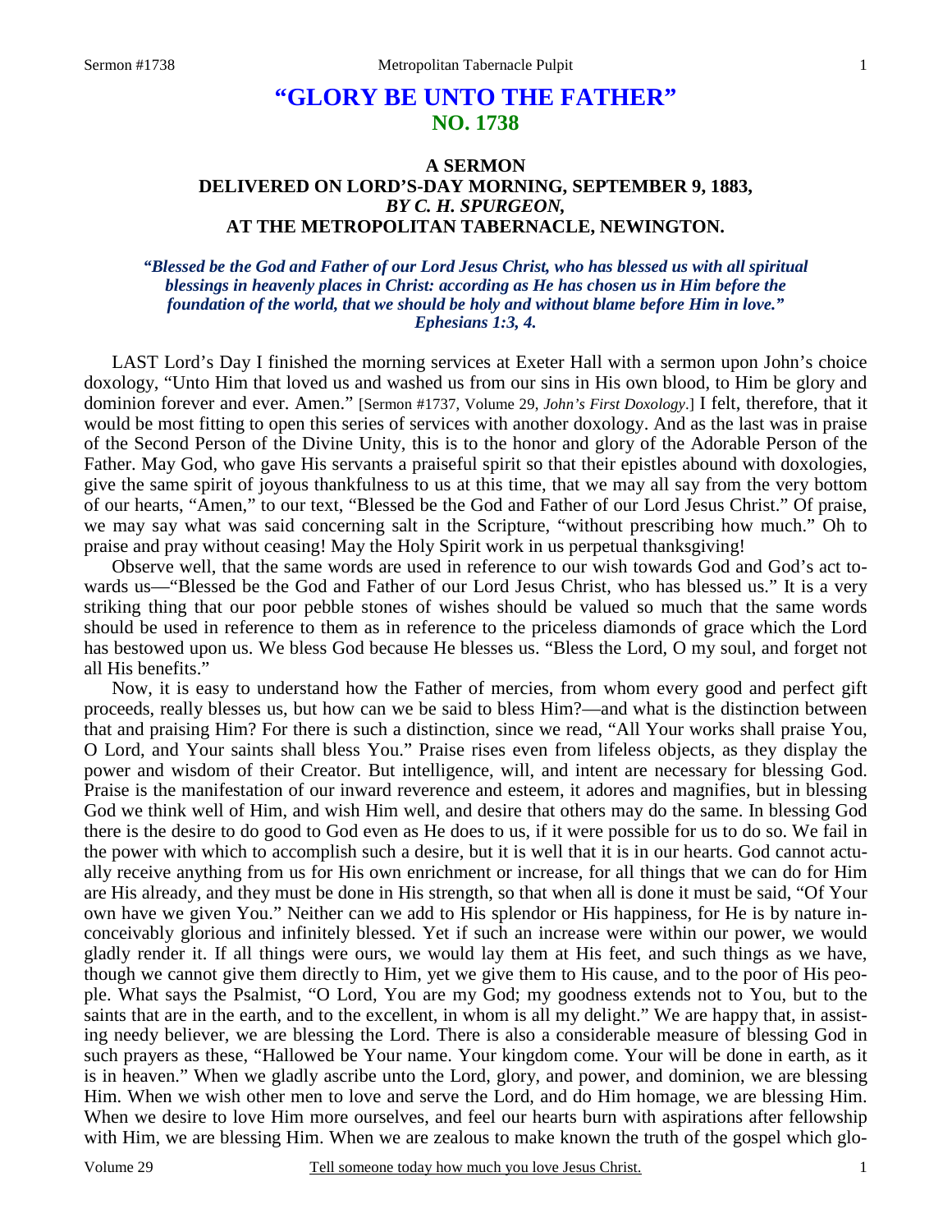# "GLORY BE UNTO THE FATHER"
## NO. 1738

### A SERMON
### DELIVERED ON LORD'S-DAY MORNING, SEPTEMBER 9, 1883,
### *BY C. H. SPURGEON,*
### AT THE METROPOLITAN TABERNACLE, NEWINGTON.

***"Blessed be the God and Father of our Lord Jesus Christ, who has blessed us with all spiritual blessings in heavenly places in Christ: according as He has chosen us in Him before the foundation of the world, that we should be holy and without blame before Him in love." Ephesians 1:3, 4.***

LAST Lord's Day I finished the morning services at Exeter Hall with a sermon upon John's choice doxology, "Unto Him that loved us and washed us from our sins in His own blood, to Him be glory and dominion forever and ever. Amen." [Sermon #1737, Volume 29, *John's First Doxology*.] I felt, therefore, that it would be most fitting to open this series of services with another doxology. And as the last was in praise of the Second Person of the Divine Unity, this is to the honor and glory of the Adorable Person of the Father. May God, who gave His servants a praiseful spirit so that their epistles abound with doxologies, give the same spirit of joyous thankfulness to us at this time, that we may all say from the very bottom of our hearts, "Amen," to our text, "Blessed be the God and Father of our Lord Jesus Christ." Of praise, we may say what was said concerning salt in the Scripture, "without prescribing how much." Oh to praise and pray without ceasing! May the Holy Spirit work in us perpetual thanksgiving!

Observe well, that the same words are used in reference to our wish towards God and God's act towards us—"Blessed be the God and Father of our Lord Jesus Christ, who has blessed us." It is a very striking thing that our poor pebble stones of wishes should be valued so much that the same words should be used in reference to them as in reference to the priceless diamonds of grace which the Lord has bestowed upon us. We bless God because He blesses us. "Bless the Lord, O my soul, and forget not all His benefits."

Now, it is easy to understand how the Father of mercies, from whom every good and perfect gift proceeds, really blesses us, but how can we be said to bless Him?—and what is the distinction between that and praising Him? For there is such a distinction, since we read, "All Your works shall praise You, O Lord, and Your saints shall bless You." Praise rises even from lifeless objects, as they display the power and wisdom of their Creator. But intelligence, will, and intent are necessary for blessing God. Praise is the manifestation of our inward reverence and esteem, it adores and magnifies, but in blessing God we think well of Him, and wish Him well, and desire that others may do the same. In blessing God there is the desire to do good to God even as He does to us, if it were possible for us to do so. We fail in the power with which to accomplish such a desire, but it is well that it is in our hearts. God cannot actually receive anything from us for His own enrichment or increase, for all things that we can do for Him are His already, and they must be done in His strength, so that when all is done it must be said, "Of Your own have we given You." Neither can we add to His splendor or His happiness, for He is by nature inconceivably glorious and infinitely blessed. Yet if such an increase were within our power, we would gladly render it. If all things were ours, we would lay them at His feet, and such things as we have, though we cannot give them directly to Him, yet we give them to His cause, and to the poor of His people. What says the Psalmist, "O Lord, You are my God; my goodness extends not to You, but to the saints that are in the earth, and to the excellent, in whom is all my delight." We are happy that, in assisting needy believer, we are blessing the Lord. There is also a considerable measure of blessing God in such prayers as these, "Hallowed be Your name. Your kingdom come. Your will be done in earth, as it is in heaven." When we gladly ascribe unto the Lord, glory, and power, and dominion, we are blessing Him. When we wish other men to love and serve the Lord, and do Him homage, we are blessing Him. When we desire to love Him more ourselves, and feel our hearts burn with aspirations after fellowship with Him, we are blessing Him. When we are zealous to make known the truth of the gospel which glo-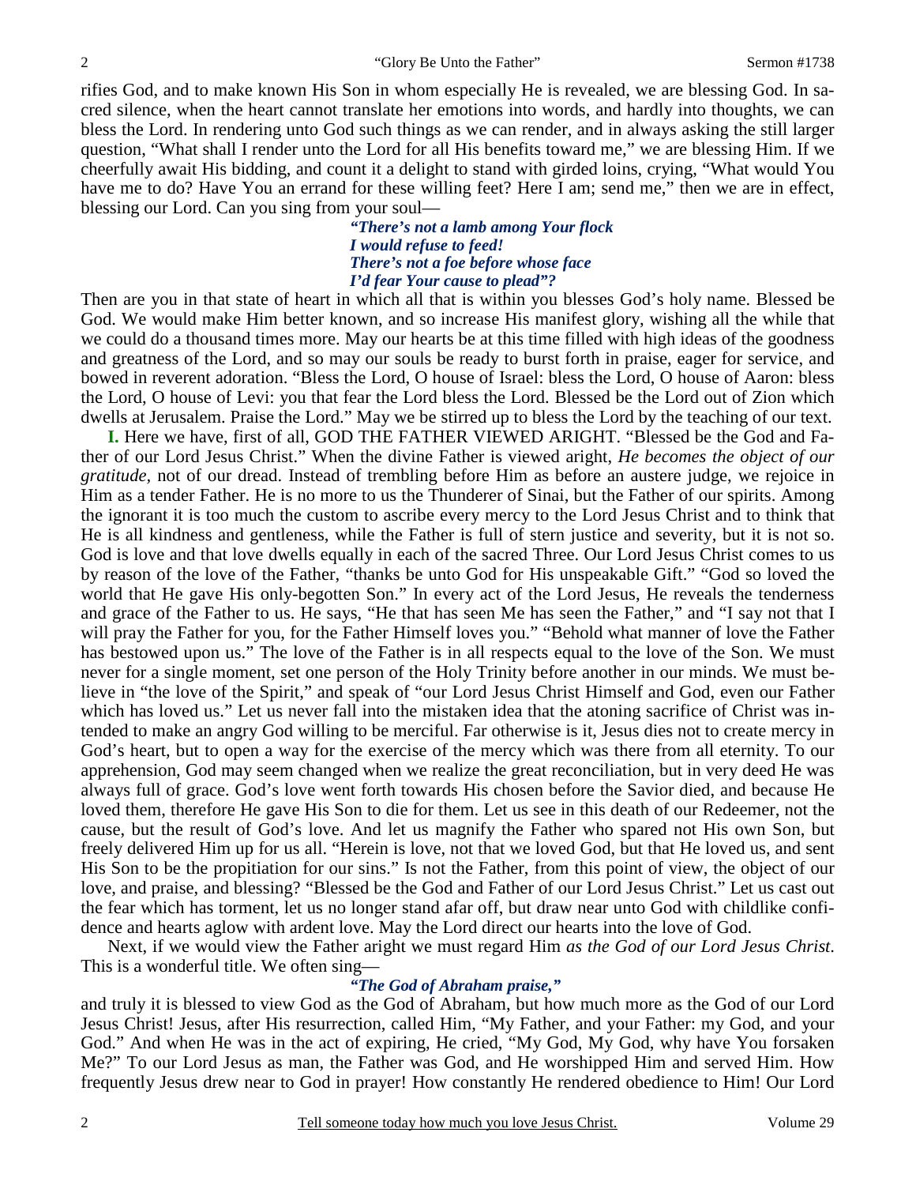rifies God, and to make known His Son in whom especially He is revealed, we are blessing God. In sacred silence, when the heart cannot translate her emotions into words, and hardly into thoughts, we can bless the Lord. In rendering unto God such things as we can render, and in always asking the still larger question, "What shall I render unto the Lord for all His benefits toward me," we are blessing Him. If we cheerfully await His bidding, and count it a delight to stand with girded loins, crying, "What would You have me to do? Have You an errand for these willing feet? Here I am; send me," then we are in effect, blessing our Lord. Can you sing from your soul—

> ***"There's not a lamb among Your flock***
> ***I would refuse to feed!***
> ***There's not a foe before whose face***
> ***I'd fear Your cause to plead"?***

Then are you in that state of heart in which all that is within you blesses God's holy name. Blessed be God. We would make Him better known, and so increase His manifest glory, wishing all the while that we could do a thousand times more. May our hearts be at this time filled with high ideas of the goodness and greatness of the Lord, and so may our souls be ready to burst forth in praise, eager for service, and bowed in reverent adoration. "Bless the Lord, O house of Israel: bless the Lord, O house of Aaron: bless the Lord, O house of Levi: you that fear the Lord bless the Lord. Blessed be the Lord out of Zion which dwells at Jerusalem. Praise the Lord." May we be stirred up to bless the Lord by the teaching of our text.

**I.** Here we have, first of all, GOD THE FATHER VIEWED ARIGHT. "Blessed be the God and Father of our Lord Jesus Christ." When the divine Father is viewed aright, *He becomes the object of our gratitude,* not of our dread. Instead of trembling before Him as before an austere judge, we rejoice in Him as a tender Father. He is no more to us the Thunderer of Sinai, but the Father of our spirits. Among the ignorant it is too much the custom to ascribe every mercy to the Lord Jesus Christ and to think that He is all kindness and gentleness, while the Father is full of stern justice and severity, but it is not so. God is love and that love dwells equally in each of the sacred Three. Our Lord Jesus Christ comes to us by reason of the love of the Father, "thanks be unto God for His unspeakable Gift." "God so loved the world that He gave His only-begotten Son." In every act of the Lord Jesus, He reveals the tenderness and grace of the Father to us. He says, "He that has seen Me has seen the Father," and "I say not that I will pray the Father for you, for the Father Himself loves you." "Behold what manner of love the Father has bestowed upon us." The love of the Father is in all respects equal to the love of the Son. We must never for a single moment, set one person of the Holy Trinity before another in our minds. We must believe in "the love of the Spirit," and speak of "our Lord Jesus Christ Himself and God, even our Father which has loved us." Let us never fall into the mistaken idea that the atoning sacrifice of Christ was intended to make an angry God willing to be merciful. Far otherwise is it, Jesus dies not to create mercy in God's heart, but to open a way for the exercise of the mercy which was there from all eternity. To our apprehension, God may seem changed when we realize the great reconciliation, but in very deed He was always full of grace. God's love went forth towards His chosen before the Savior died, and because He loved them, therefore He gave His Son to die for them. Let us see in this death of our Redeemer, not the cause, but the result of God's love. And let us magnify the Father who spared not His own Son, but freely delivered Him up for us all. "Herein is love, not that we loved God, but that He loved us, and sent His Son to be the propitiation for our sins." Is not the Father, from this point of view, the object of our love, and praise, and blessing? "Blessed be the God and Father of our Lord Jesus Christ." Let us cast out the fear which has torment, let us no longer stand afar off, but draw near unto God with childlike confidence and hearts aglow with ardent love. May the Lord direct our hearts into the love of God.

Next, if we would view the Father aright we must regard Him *as the God of our Lord Jesus Christ*. This is a wonderful title. We often sing—

> ***"The God of Abraham praise,"***

and truly it is blessed to view God as the God of Abraham, but how much more as the God of our Lord Jesus Christ! Jesus, after His resurrection, called Him, "My Father, and your Father: my God, and your God." And when He was in the act of expiring, He cried, "My God, My God, why have You forsaken Me?" To our Lord Jesus as man, the Father was God, and He worshipped Him and served Him. How frequently Jesus drew near to God in prayer! How constantly He rendered obedience to Him! Our Lord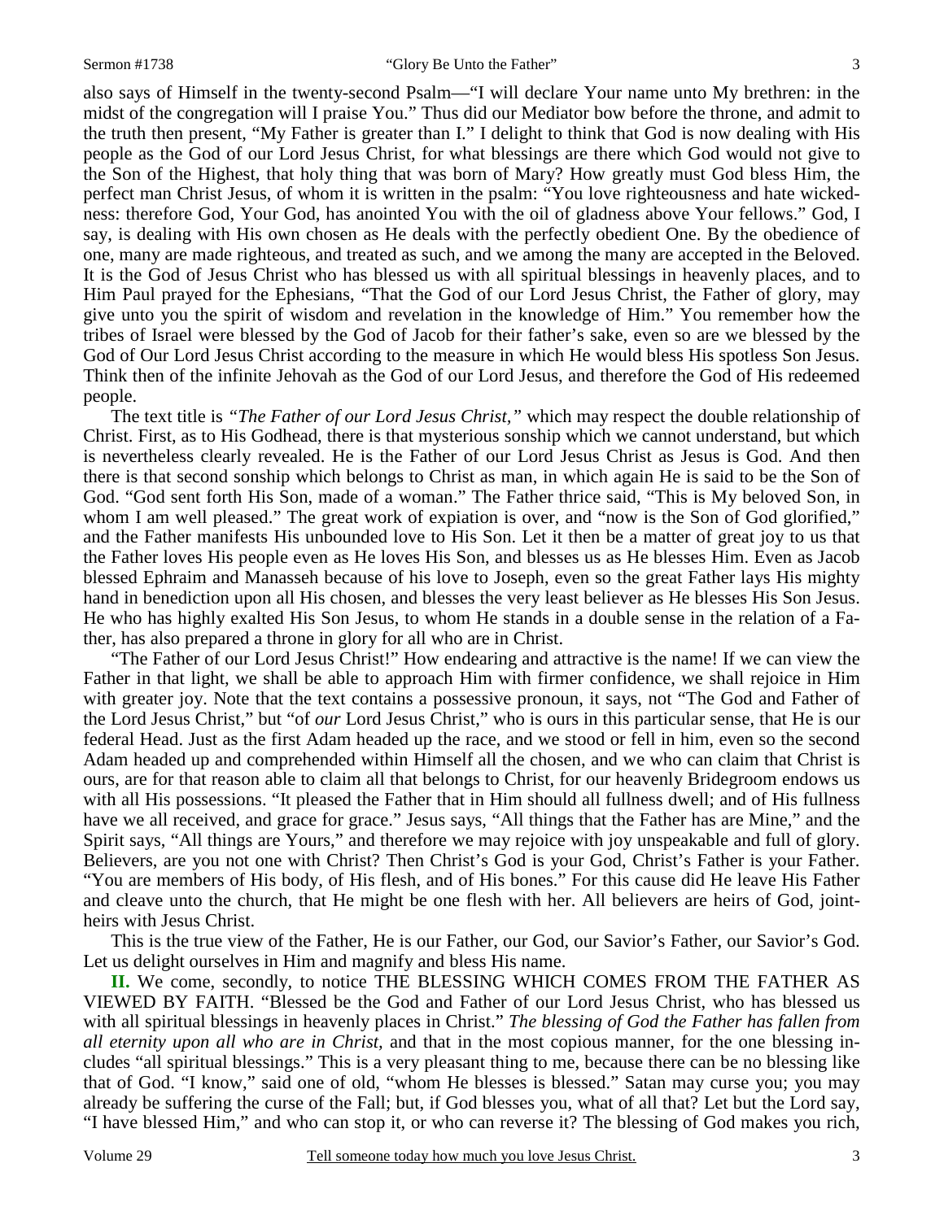also says of Himself in the twenty-second Psalm—"I will declare Your name unto My brethren: in the midst of the congregation will I praise You." Thus did our Mediator bow before the throne, and admit to the truth then present, "My Father is greater than I." I delight to think that God is now dealing with His people as the God of our Lord Jesus Christ, for what blessings are there which God would not give to the Son of the Highest, that holy thing that was born of Mary? How greatly must God bless Him, the perfect man Christ Jesus, of whom it is written in the psalm: "You love righteousness and hate wickedness: therefore God, Your God, has anointed You with the oil of gladness above Your fellows." God, I say, is dealing with His own chosen as He deals with the perfectly obedient One. By the obedience of one, many are made righteous, and treated as such, and we among the many are accepted in the Beloved. It is the God of Jesus Christ who has blessed us with all spiritual blessings in heavenly places, and to Him Paul prayed for the Ephesians, "That the God of our Lord Jesus Christ, the Father of glory, may give unto you the spirit of wisdom and revelation in the knowledge of Him." You remember how the tribes of Israel were blessed by the God of Jacob for their father's sake, even so are we blessed by the God of Our Lord Jesus Christ according to the measure in which He would bless His spotless Son Jesus. Think then of the infinite Jehovah as the God of our Lord Jesus, and therefore the God of His redeemed people.

The text title is *"The Father of our Lord Jesus Christ,"* which may respect the double relationship of Christ. First, as to His Godhead, there is that mysterious sonship which we cannot understand, but which is nevertheless clearly revealed. He is the Father of our Lord Jesus Christ as Jesus is God. And then there is that second sonship which belongs to Christ as man, in which again He is said to be the Son of God. "God sent forth His Son, made of a woman." The Father thrice said, "This is My beloved Son, in whom I am well pleased." The great work of expiation is over, and "now is the Son of God glorified," and the Father manifests His unbounded love to His Son. Let it then be a matter of great joy to us that the Father loves His people even as He loves His Son, and blesses us as He blesses Him. Even as Jacob blessed Ephraim and Manasseh because of his love to Joseph, even so the great Father lays His mighty hand in benediction upon all His chosen, and blesses the very least believer as He blesses His Son Jesus. He who has highly exalted His Son Jesus, to whom He stands in a double sense in the relation of a Father, has also prepared a throne in glory for all who are in Christ.

"The Father of our Lord Jesus Christ!" How endearing and attractive is the name! If we can view the Father in that light, we shall be able to approach Him with firmer confidence, we shall rejoice in Him with greater joy. Note that the text contains a possessive pronoun, it says, not "The God and Father of the Lord Jesus Christ," but "of *our* Lord Jesus Christ," who is ours in this particular sense, that He is our federal Head. Just as the first Adam headed up the race, and we stood or fell in him, even so the second Adam headed up and comprehended within Himself all the chosen, and we who can claim that Christ is ours, are for that reason able to claim all that belongs to Christ, for our heavenly Bridegroom endows us with all His possessions. "It pleased the Father that in Him should all fullness dwell; and of His fullness have we all received, and grace for grace." Jesus says, "All things that the Father has are Mine," and the Spirit says, "All things are Yours," and therefore we may rejoice with joy unspeakable and full of glory. Believers, are you not one with Christ? Then Christ's God is your God, Christ's Father is your Father. "You are members of His body, of His flesh, and of His bones." For this cause did He leave His Father and cleave unto the church, that He might be one flesh with her. All believers are heirs of God, joint-heirs with Jesus Christ.

This is the true view of the Father, He is our Father, our God, our Savior's Father, our Savior's God. Let us delight ourselves in Him and magnify and bless His name.

**II.** We come, secondly, to notice THE BLESSING WHICH COMES FROM THE FATHER AS VIEWED BY FAITH. "Blessed be the God and Father of our Lord Jesus Christ, who has blessed us with all spiritual blessings in heavenly places in Christ." *The blessing of God the Father has fallen from all eternity upon all who are in Christ,* and that in the most copious manner, for the one blessing includes "all spiritual blessings." This is a very pleasant thing to me, because there can be no blessing like that of God. "I know," said one of old, "whom He blesses is blessed." Satan may curse you; you may already be suffering the curse of the Fall; but, if God blesses you, what of all that? Let but the Lord say, "I have blessed Him," and who can stop it, or who can reverse it? The blessing of God makes you rich,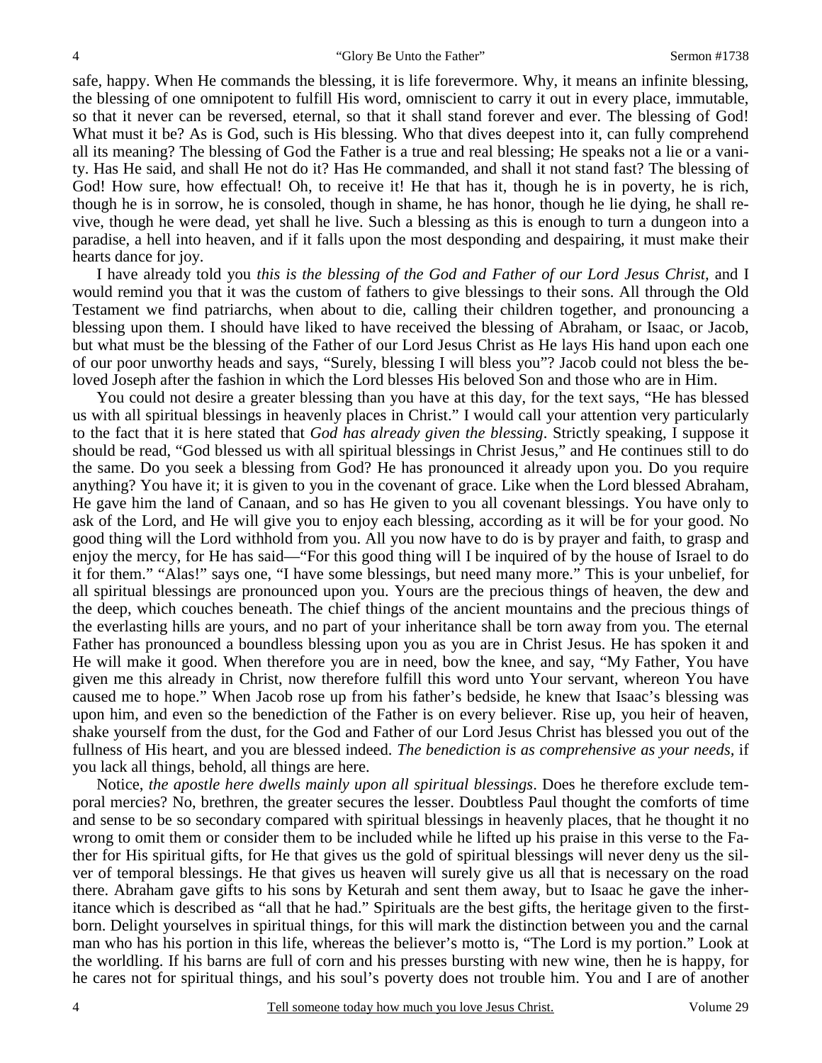safe, happy. When He commands the blessing, it is life forevermore. Why, it means an infinite blessing, the blessing of one omnipotent to fulfill His word, omniscient to carry it out in every place, immutable, so that it never can be reversed, eternal, so that it shall stand forever and ever. The blessing of God! What must it be? As is God, such is His blessing. Who that dives deepest into it, can fully comprehend all its meaning? The blessing of God the Father is a true and real blessing; He speaks not a lie or a vanity. Has He said, and shall He not do it? Has He commanded, and shall it not stand fast? The blessing of God! How sure, how effectual! Oh, to receive it! He that has it, though he is in poverty, he is rich, though he is in sorrow, he is consoled, though in shame, he has honor, though he lie dying, he shall revive, though he were dead, yet shall he live. Such a blessing as this is enough to turn a dungeon into a paradise, a hell into heaven, and if it falls upon the most desponding and despairing, it must make their hearts dance for joy.

I have already told you *this is the blessing of the God and Father of our Lord Jesus Christ*, and I would remind you that it was the custom of fathers to give blessings to their sons. All through the Old Testament we find patriarchs, when about to die, calling their children together, and pronouncing a blessing upon them. I should have liked to have received the blessing of Abraham, or Isaac, or Jacob, but what must be the blessing of the Father of our Lord Jesus Christ as He lays His hand upon each one of our poor unworthy heads and says, "Surely, blessing I will bless you"? Jacob could not bless the beloved Joseph after the fashion in which the Lord blesses His beloved Son and those who are in Him.

You could not desire a greater blessing than you have at this day, for the text says, "He has blessed us with all spiritual blessings in heavenly places in Christ." I would call your attention very particularly to the fact that it is here stated that *God has already given the blessing*. Strictly speaking, I suppose it should be read, "God blessed us with all spiritual blessings in Christ Jesus," and He continues still to do the same. Do you seek a blessing from God? He has pronounced it already upon you. Do you require anything? You have it; it is given to you in the covenant of grace. Like when the Lord blessed Abraham, He gave him the land of Canaan, and so has He given to you all covenant blessings. You have only to ask of the Lord, and He will give you to enjoy each blessing, according as it will be for your good. No good thing will the Lord withhold from you. All you now have to do is by prayer and faith, to grasp and enjoy the mercy, for He has said—"For this good thing will I be inquired of by the house of Israel to do it for them." "Alas!" says one, "I have some blessings, but need many more." This is your unbelief, for all spiritual blessings are pronounced upon you. Yours are the precious things of heaven, the dew and the deep, which couches beneath. The chief things of the ancient mountains and the precious things of the everlasting hills are yours, and no part of your inheritance shall be torn away from you. The eternal Father has pronounced a boundless blessing upon you as you are in Christ Jesus. He has spoken it and He will make it good. When therefore you are in need, bow the knee, and say, "My Father, You have given me this already in Christ, now therefore fulfill this word unto Your servant, whereon You have caused me to hope." When Jacob rose up from his father's bedside, he knew that Isaac's blessing was upon him, and even so the benediction of the Father is on every believer. Rise up, you heir of heaven, shake yourself from the dust, for the God and Father of our Lord Jesus Christ has blessed you out of the fullness of His heart, and you are blessed indeed. *The benediction is as comprehensive as your needs*, if you lack all things, behold, all things are here.

Notice, *the apostle here dwells mainly upon all spiritual blessings*. Does he therefore exclude temporal mercies? No, brethren, the greater secures the lesser. Doubtless Paul thought the comforts of time and sense to be so secondary compared with spiritual blessings in heavenly places, that he thought it no wrong to omit them or consider them to be included while he lifted up his praise in this verse to the Father for His spiritual gifts, for He that gives us the gold of spiritual blessings will never deny us the silver of temporal blessings. He that gives us heaven will surely give us all that is necessary on the road there. Abraham gave gifts to his sons by Keturah and sent them away, but to Isaac he gave the inheritance which is described as "all that he had." Spirituals are the best gifts, the heritage given to the firstborn. Delight yourselves in spiritual things, for this will mark the distinction between you and the carnal man who has his portion in this life, whereas the believer's motto is, "The Lord is my portion." Look at the worldling. If his barns are full of corn and his presses bursting with new wine, then he is happy, for he cares not for spiritual things, and his soul's poverty does not trouble him. You and I are of another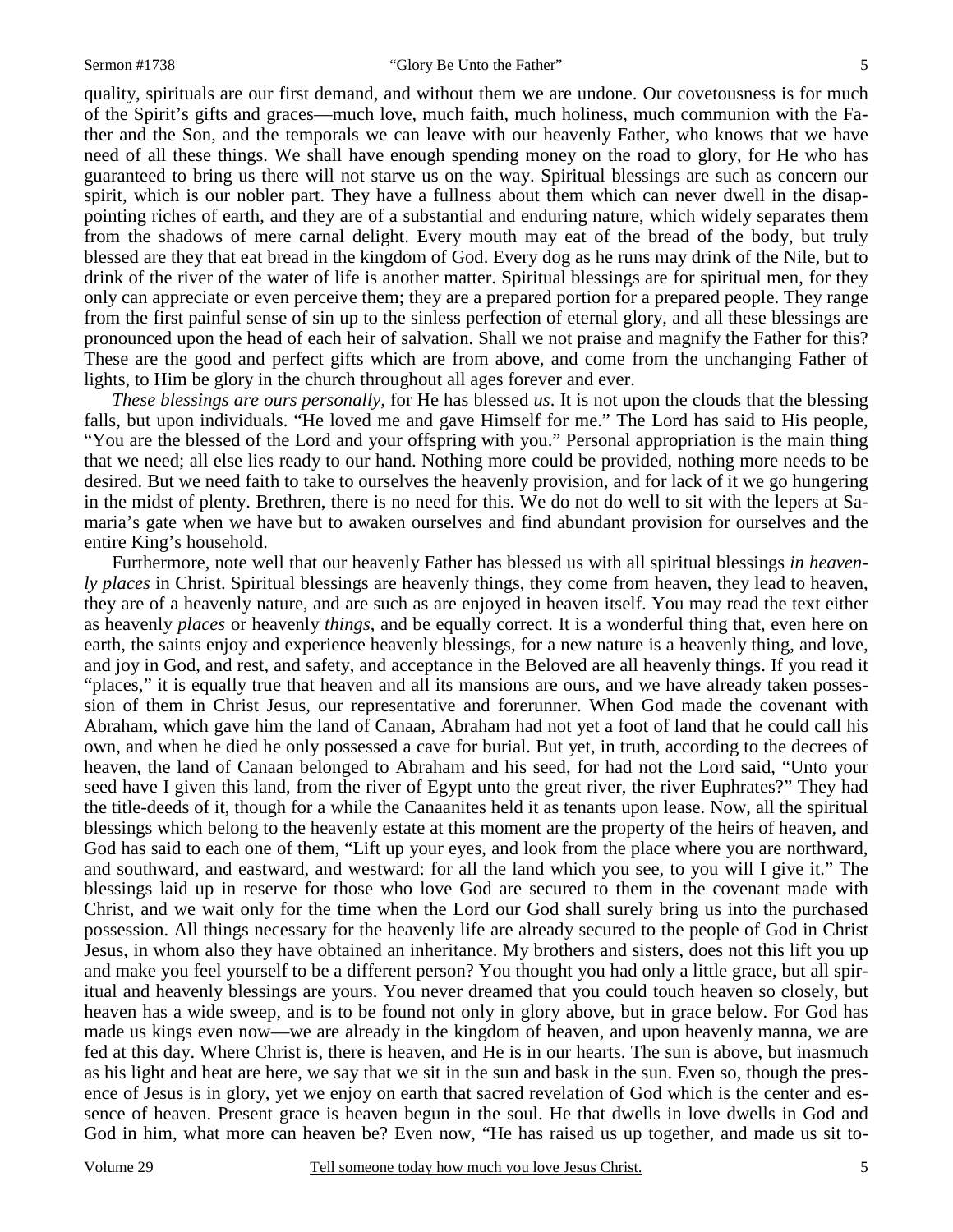quality, spirituals are our first demand, and without them we are undone. Our covetousness is for much of the Spirit's gifts and graces—much love, much faith, much holiness, much communion with the Father and the Son, and the temporals we can leave with our heavenly Father, who knows that we have need of all these things. We shall have enough spending money on the road to glory, for He who has guaranteed to bring us there will not starve us on the way. Spiritual blessings are such as concern our spirit, which is our nobler part. They have a fullness about them which can never dwell in the disappointing riches of earth, and they are of a substantial and enduring nature, which widely separates them from the shadows of mere carnal delight. Every mouth may eat of the bread of the body, but truly blessed are they that eat bread in the kingdom of God. Every dog as he runs may drink of the Nile, but to drink of the river of the water of life is another matter. Spiritual blessings are for spiritual men, for they only can appreciate or even perceive them; they are a prepared portion for a prepared people. They range from the first painful sense of sin up to the sinless perfection of eternal glory, and all these blessings are pronounced upon the head of each heir of salvation. Shall we not praise and magnify the Father for this? These are the good and perfect gifts which are from above, and come from the unchanging Father of lights, to Him be glory in the church throughout all ages forever and ever.

*These blessings are ours personally,* for He has blessed *us*. It is not upon the clouds that the blessing falls, but upon individuals. "He loved me and gave Himself for me." The Lord has said to His people, "You are the blessed of the Lord and your offspring with you." Personal appropriation is the main thing that we need; all else lies ready to our hand. Nothing more could be provided, nothing more needs to be desired. But we need faith to take to ourselves the heavenly provision, and for lack of it we go hungering in the midst of plenty. Brethren, there is no need for this. We do not do well to sit with the lepers at Samaria's gate when we have but to awaken ourselves and find abundant provision for ourselves and the entire King's household.

Furthermore, note well that our heavenly Father has blessed us with all spiritual blessings *in heavenly places* in Christ. Spiritual blessings are heavenly things, they come from heaven, they lead to heaven, they are of a heavenly nature, and are such as are enjoyed in heaven itself. You may read the text either as heavenly *places* or heavenly *things*, and be equally correct. It is a wonderful thing that, even here on earth, the saints enjoy and experience heavenly blessings, for a new nature is a heavenly thing, and love, and joy in God, and rest, and safety, and acceptance in the Beloved are all heavenly things. If you read it "places," it is equally true that heaven and all its mansions are ours, and we have already taken possession of them in Christ Jesus, our representative and forerunner. When God made the covenant with Abraham, which gave him the land of Canaan, Abraham had not yet a foot of land that he could call his own, and when he died he only possessed a cave for burial. But yet, in truth, according to the decrees of heaven, the land of Canaan belonged to Abraham and his seed, for had not the Lord said, "Unto your seed have I given this land, from the river of Egypt unto the great river, the river Euphrates?" They had the title-deeds of it, though for a while the Canaanites held it as tenants upon lease. Now, all the spiritual blessings which belong to the heavenly estate at this moment are the property of the heirs of heaven, and God has said to each one of them, "Lift up your eyes, and look from the place where you are northward, and southward, and eastward, and westward: for all the land which you see, to you will I give it." The blessings laid up in reserve for those who love God are secured to them in the covenant made with Christ, and we wait only for the time when the Lord our God shall surely bring us into the purchased possession. All things necessary for the heavenly life are already secured to the people of God in Christ Jesus, in whom also they have obtained an inheritance. My brothers and sisters, does not this lift you up and make you feel yourself to be a different person? You thought you had only a little grace, but all spiritual and heavenly blessings are yours. You never dreamed that you could touch heaven so closely, but heaven has a wide sweep, and is to be found not only in glory above, but in grace below. For God has made us kings even now—we are already in the kingdom of heaven, and upon heavenly manna, we are fed at this day. Where Christ is, there is heaven, and He is in our hearts. The sun is above, but inasmuch as his light and heat are here, we say that we sit in the sun and bask in the sun. Even so, though the presence of Jesus is in glory, yet we enjoy on earth that sacred revelation of God which is the center and essence of heaven. Present grace is heaven begun in the soul. He that dwells in love dwells in God and God in him, what more can heaven be? Even now, "He has raised us up together, and made us sit to-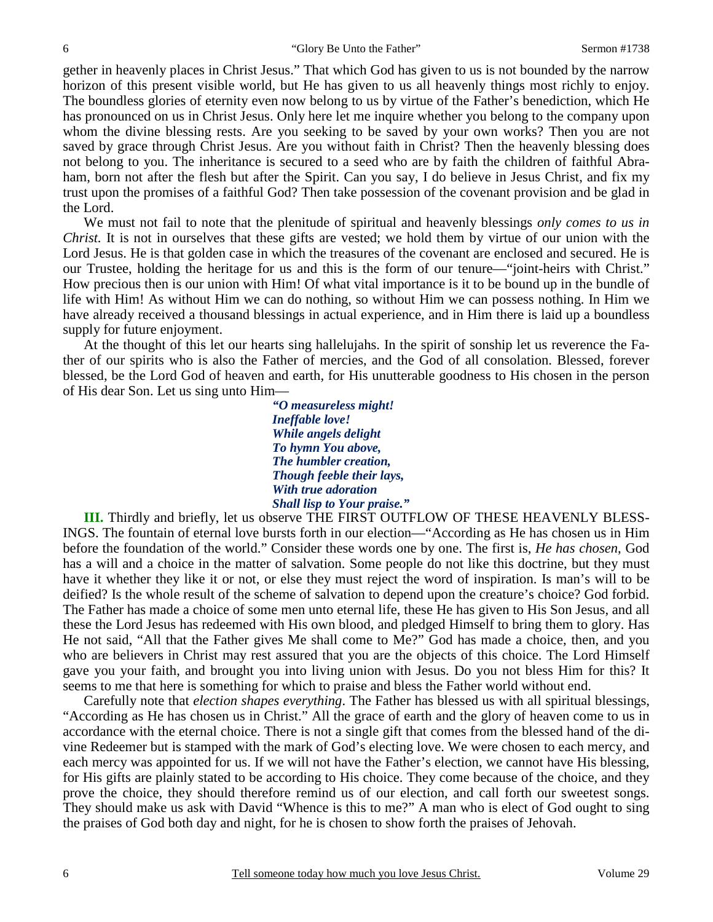gether in heavenly places in Christ Jesus." That which God has given to us is not bounded by the narrow horizon of this present visible world, but He has given to us all heavenly things most richly to enjoy. The boundless glories of eternity even now belong to us by virtue of the Father's benediction, which He has pronounced on us in Christ Jesus. Only here let me inquire whether you belong to the company upon whom the divine blessing rests. Are you seeking to be saved by your own works? Then you are not saved by grace through Christ Jesus. Are you without faith in Christ? Then the heavenly blessing does not belong to you. The inheritance is secured to a seed who are by faith the children of faithful Abraham, born not after the flesh but after the Spirit. Can you say, I do believe in Jesus Christ, and fix my trust upon the promises of a faithful God? Then take possession of the covenant provision and be glad in the Lord.

We must not fail to note that the plenitude of spiritual and heavenly blessings *only comes to us in Christ.* It is not in ourselves that these gifts are vested; we hold them by virtue of our union with the Lord Jesus. He is that golden case in which the treasures of the covenant are enclosed and secured. He is our Trustee, holding the heritage for us and this is the form of our tenure—"joint-heirs with Christ." How precious then is our union with Him! Of what vital importance is it to be bound up in the bundle of life with Him! As without Him we can do nothing, so without Him we can possess nothing. In Him we have already received a thousand blessings in actual experience, and in Him there is laid up a boundless supply for future enjoyment.

At the thought of this let our hearts sing hallelujahs. In the spirit of sonship let us reverence the Father of our spirits who is also the Father of mercies, and the God of all consolation. Blessed, forever blessed, be the Lord God of heaven and earth, for His unutterable goodness to His chosen in the person of His dear Son. Let us sing unto Him—

> ***"O measureless might!***
> ***Ineffable love!***
> ***While angels delight***
> ***To hymn You above,***
> ***The humbler creation,***
> ***Though feeble their lays,***
> ***With true adoration***
> ***Shall lisp to Your praise."***

**III.** Thirdly and briefly, let us observe THE FIRST OUTFLOW OF THESE HEAVENLY BLESSINGS. The fountain of eternal love bursts forth in our election—"According as He has chosen us in Him before the foundation of the world." Consider these words one by one. The first is, *He has chosen*, God has a will and a choice in the matter of salvation. Some people do not like this doctrine, but they must have it whether they like it or not, or else they must reject the word of inspiration. Is man's will to be deified? Is the whole result of the scheme of salvation to depend upon the creature's choice? God forbid. The Father has made a choice of some men unto eternal life, these He has given to His Son Jesus, and all these the Lord Jesus has redeemed with His own blood, and pledged Himself to bring them to glory. Has He not said, "All that the Father gives Me shall come to Me?" God has made a choice, then, and you who are believers in Christ may rest assured that you are the objects of this choice. The Lord Himself gave you your faith, and brought you into living union with Jesus. Do you not bless Him for this? It seems to me that here is something for which to praise and bless the Father world without end.

Carefully note that *election shapes everything*. The Father has blessed us with all spiritual blessings, "According as He has chosen us in Christ." All the grace of earth and the glory of heaven come to us in accordance with the eternal choice. There is not a single gift that comes from the blessed hand of the divine Redeemer but is stamped with the mark of God's electing love. We were chosen to each mercy, and each mercy was appointed for us. If we will not have the Father's election, we cannot have His blessing, for His gifts are plainly stated to be according to His choice. They come because of the choice, and they prove the choice, they should therefore remind us of our election, and call forth our sweetest songs. They should make us ask with David "Whence is this to me?" A man who is elect of God ought to sing the praises of God both day and night, for he is chosen to show forth the praises of Jehovah.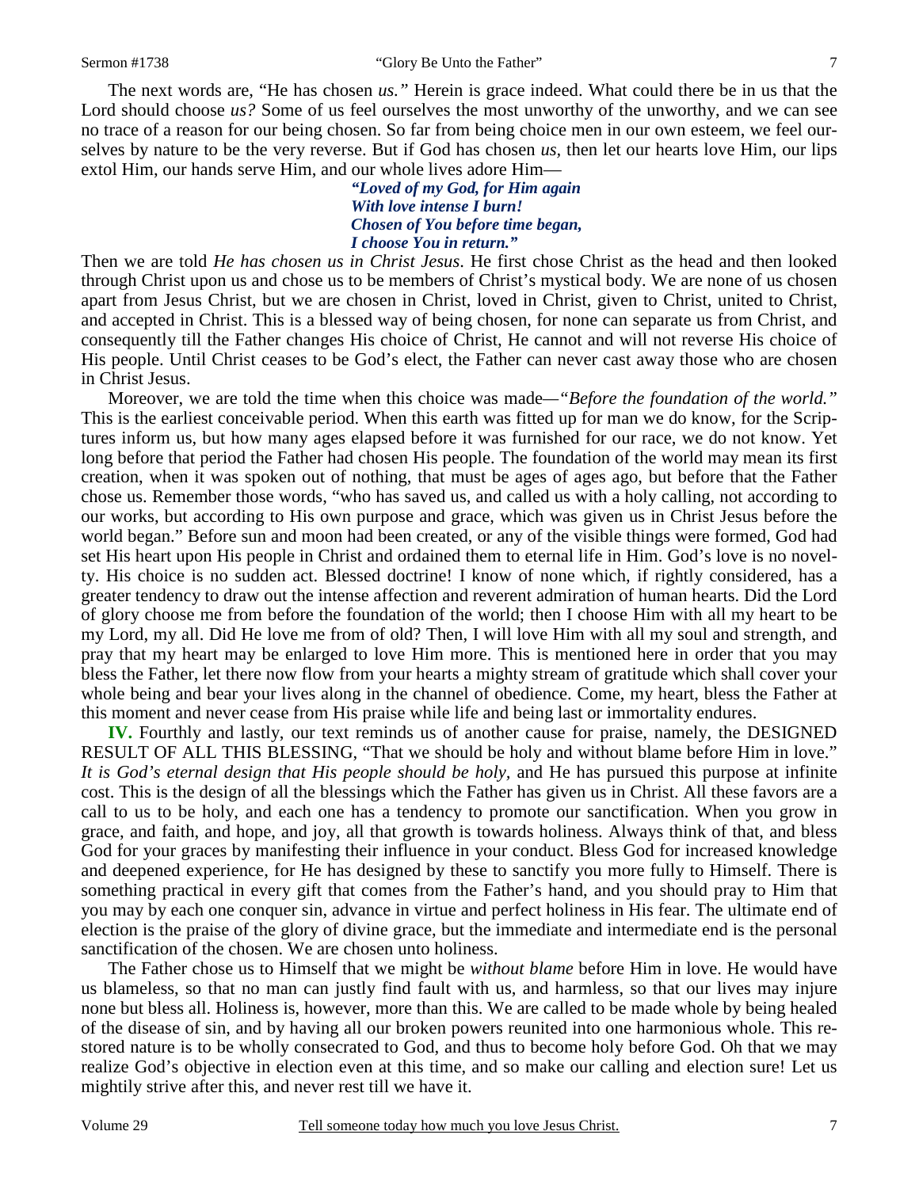The next words are, "He has chosen *us.*" Herein is grace indeed. What could there be in us that the Lord should choose *us?* Some of us feel ourselves the most unworthy of the unworthy, and we can see no trace of a reason for our being chosen. So far from being choice men in our own esteem, we feel ourselves by nature to be the very reverse. But if God has chosen *us*, then let our hearts love Him, our lips extol Him, our hands serve Him, and our whole lives adore Him—

> ***"Loved of my God, for Him again***
> ***With love intense I burn!***
> ***Chosen of You before time began,***
> ***I choose You in return."***

Then we are told *He has chosen us in Christ Jesus*. He first chose Christ as the head and then looked through Christ upon us and chose us to be members of Christ's mystical body. We are none of us chosen apart from Jesus Christ, but we are chosen in Christ, loved in Christ, given to Christ, united to Christ, and accepted in Christ. This is a blessed way of being chosen, for none can separate us from Christ, and consequently till the Father changes His choice of Christ, He cannot and will not reverse His choice of His people. Until Christ ceases to be God's elect, the Father can never cast away those who are chosen in Christ Jesus.

Moreover, we are told the time when this choice was made—*"Before the foundation of the world."* This is the earliest conceivable period. When this earth was fitted up for man we do know, for the Scriptures inform us, but how many ages elapsed before it was furnished for our race, we do not know. Yet long before that period the Father had chosen His people. The foundation of the world may mean its first creation, when it was spoken out of nothing, that must be ages of ages ago, but before that the Father chose us. Remember those words, "who has saved us, and called us with a holy calling, not according to our works, but according to His own purpose and grace, which was given us in Christ Jesus before the world began." Before sun and moon had been created, or any of the visible things were formed, God had set His heart upon His people in Christ and ordained them to eternal life in Him. God's love is no novelty. His choice is no sudden act. Blessed doctrine! I know of none which, if rightly considered, has a greater tendency to draw out the intense affection and reverent admiration of human hearts. Did the Lord of glory choose me from before the foundation of the world; then I choose Him with all my heart to be my Lord, my all. Did He love me from of old? Then, I will love Him with all my soul and strength, and pray that my heart may be enlarged to love Him more. This is mentioned here in order that you may bless the Father, let there now flow from your hearts a mighty stream of gratitude which shall cover your whole being and bear your lives along in the channel of obedience. Come, my heart, bless the Father at this moment and never cease from His praise while life and being last or immortality endures.

**IV.** Fourthly and lastly, our text reminds us of another cause for praise, namely, the DESIGNED RESULT OF ALL THIS BLESSING, "That we should be holy and without blame before Him in love." *It is God's eternal design that His people should be holy,* and He has pursued this purpose at infinite cost. This is the design of all the blessings which the Father has given us in Christ. All these favors are a call to us to be holy, and each one has a tendency to promote our sanctification. When you grow in grace, and faith, and hope, and joy, all that growth is towards holiness. Always think of that, and bless God for your graces by manifesting their influence in your conduct. Bless God for increased knowledge and deepened experience, for He has designed by these to sanctify you more fully to Himself. There is something practical in every gift that comes from the Father's hand, and you should pray to Him that you may by each one conquer sin, advance in virtue and perfect holiness in His fear. The ultimate end of election is the praise of the glory of divine grace, but the immediate and intermediate end is the personal sanctification of the chosen. We are chosen unto holiness.

The Father chose us to Himself that we might be *without blame* before Him in love. He would have us blameless, so that no man can justly find fault with us, and harmless, so that our lives may injure none but bless all. Holiness is, however, more than this. We are called to be made whole by being healed of the disease of sin, and by having all our broken powers reunited into one harmonious whole. This restored nature is to be wholly consecrated to God, and thus to become holy before God. Oh that we may realize God's objective in election even at this time, and so make our calling and election sure! Let us mightily strive after this, and never rest till we have it.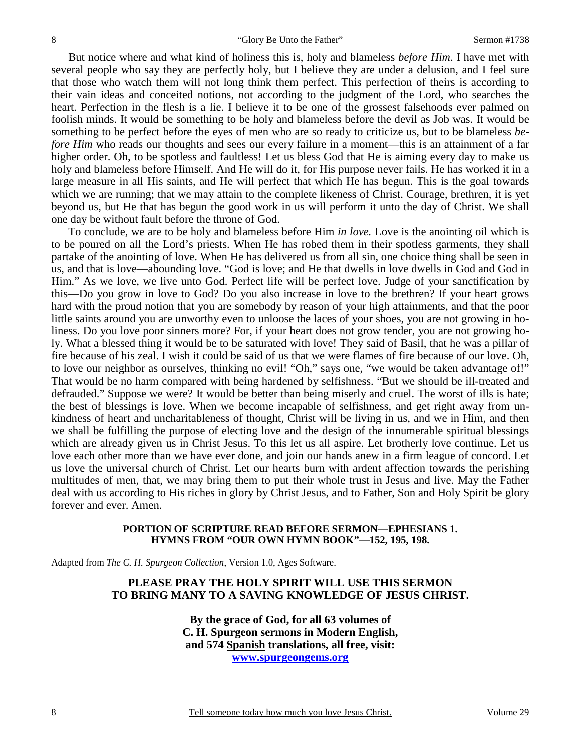But notice where and what kind of holiness this is, holy and blameless *before Him*. I have met with several people who say they are perfectly holy, but I believe they are under a delusion, and I feel sure that those who watch them will not long think them perfect. This perfection of theirs is according to their vain ideas and conceited notions, not according to the judgment of the Lord, who searches the heart. Perfection in the flesh is a lie. I believe it to be one of the grossest falsehoods ever palmed on foolish minds. It would be something to be holy and blameless before the devil as Job was. It would be something to be perfect before the eyes of men who are so ready to criticize us, but to be blameless *before Him* who reads our thoughts and sees our every failure in a moment—this is an attainment of a far higher order. Oh, to be spotless and faultless! Let us bless God that He is aiming every day to make us holy and blameless before Himself. And He will do it, for His purpose never fails. He has worked it in a large measure in all His saints, and He will perfect that which He has begun. This is the goal towards which we are running; that we may attain to the complete likeness of Christ. Courage, brethren, it is yet beyond us, but He that has begun the good work in us will perform it unto the day of Christ. We shall one day be without fault before the throne of God.

To conclude, we are to be holy and blameless before Him *in love.* Love is the anointing oil which is to be poured on all the Lord's priests. When He has robed them in their spotless garments, they shall partake of the anointing of love. When He has delivered us from all sin, one choice thing shall be seen in us, and that is love—abounding love. "God is love; and He that dwells in love dwells in God and God in Him." As we love, we live unto God. Perfect life will be perfect love. Judge of your sanctification by this—Do you grow in love to God? Do you also increase in love to the brethren? If your heart grows hard with the proud notion that you are somebody by reason of your high attainments, and that the poor little saints around you are unworthy even to unloose the laces of your shoes, you are not growing in holiness. Do you love poor sinners more? For, if your heart does not grow tender, you are not growing holy. What a blessed thing it would be to be saturated with love! They said of Basil, that he was a pillar of fire because of his zeal. I wish it could be said of us that we were flames of fire because of our love. Oh, to love our neighbor as ourselves, thinking no evil! "Oh," says one, "we would be taken advantage of!" That would be no harm compared with being hardened by selfishness. "But we should be ill-treated and defrauded." Suppose we were? It would be better than being miserly and cruel. The worst of ills is hate; the best of blessings is love. When we become incapable of selfishness, and get right away from unkindness of heart and uncharitableness of thought, Christ will be living in us, and we in Him, and then we shall be fulfilling the purpose of electing love and the design of the innumerable spiritual blessings which are already given us in Christ Jesus. To this let us all aspire. Let brotherly love continue. Let us love each other more than we have ever done, and join our hands anew in a firm league of concord. Let us love the universal church of Christ. Let our hearts burn with ardent affection towards the perishing multitudes of men, that, we may bring them to put their whole trust in Jesus and live. May the Father deal with us according to His riches in glory by Christ Jesus, and to Father, Son and Holy Spirit be glory forever and ever. Amen.

**PORTION OF SCRIPTURE READ BEFORE SERMON—EPHESIANS 1.**
**HYMNS FROM "OUR OWN HYMN BOOK"—152, 195, 198.**

Adapted from *The C. H. Spurgeon Collection*, Version 1.0, Ages Software.

**PLEASE PRAY THE HOLY SPIRIT WILL USE THIS SERMON TO BRING MANY TO A SAVING KNOWLEDGE OF JESUS CHRIST.**

**By the grace of God, for all 63 volumes of C. H. Spurgeon sermons in Modern English, and 574 Spanish translations, all free, visit: www.spurgeongems.org**

Tell someone today how much you love Jesus Christ.